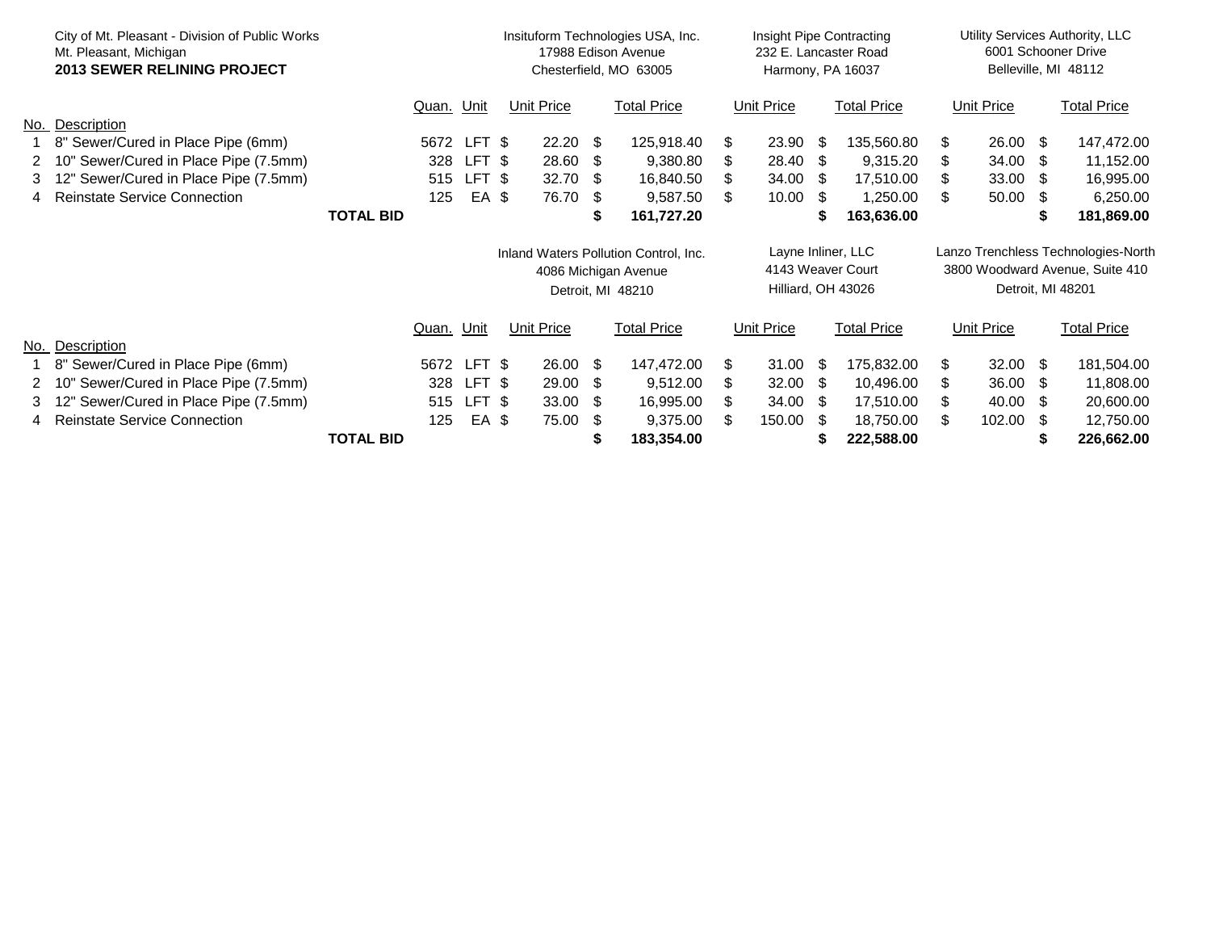City of Mt. Pleasant - Division of Public Works
Mt. Pleasant, Michigan
**2013 SEWER RELINING PROJECT**

| No. | Description | Quan. | Unit | Insituform Technologies USA, Inc.<br>17988 Edison Avenue<br>Chesterfield, MO 63005<br>Unit Price | Total Price | Insight Pipe Contracting<br>232 E. Lancaster Road<br>Harmony, PA 16037<br>Unit Price | Total Price | Utility Services Authority, LLC<br>6001 Schooner Drive<br>Belleville, MI 48112<br>Unit Price | Total Price |
|---|---|---|---|---|---|---|---|---|---|
| 1 | 8" Sewer/Cured in Place Pipe (6mm) | 5672 | LFT | $ 22.20 | $ 125,918.40 | $ 23.90 | $ 135,560.80 | $ 26.00 | $ 147,472.00 |
| 2 | 10" Sewer/Cured in Place Pipe (7.5mm) | 328 | LFT | $ 28.60 | $ 9,380.80 | $ 28.40 | $ 9,315.20 | $ 34.00 | $ 11,152.00 |
| 3 | 12" Sewer/Cured in Place Pipe (7.5mm) | 515 | LFT | $ 32.70 | $ 16,840.50 | $ 34.00 | $ 17,510.00 | $ 33.00 | $ 16,995.00 |
| 4 | Reinstate Service Connection | 125 | EA | $ 76.70 | $ 9,587.50 | $ 10.00 | $ 1,250.00 | $ 50.00 | $ 6,250.00 |
| | **TOTAL BID** | | | | **$ 161,727.20** | | **$ 163,636.00** | | **$ 181,869.00** |

| No. | Description | Quan. | Unit | Inland Waters Pollution Control, Inc.<br>4086 Michigan Avenue<br>Detroit, MI 48210<br>Unit Price | Total Price | Layne Inliner, LLC<br>4143 Weaver Court<br>Hilliard, OH 43026<br>Unit Price | Total Price | Lanzo Trenchless Technologies-North<br>3800 Woodward Avenue, Suite 410<br>Detroit, MI 48201<br>Unit Price | Total Price |
|---|---|---|---|---|---|---|---|---|---|
| 1 | 8" Sewer/Cured in Place Pipe (6mm) | 5672 | LFT | $ 26.00 | $ 147,472.00 | $ 31.00 | $ 175,832.00 | $ 32.00 | $ 181,504.00 |
| 2 | 10" Sewer/Cured in Place Pipe (7.5mm) | 328 | LFT | $ 29.00 | $ 9,512.00 | $ 32.00 | $ 10,496.00 | $ 36.00 | $ 11,808.00 |
| 3 | 12" Sewer/Cured in Place Pipe (7.5mm) | 515 | LFT | $ 33.00 | $ 16,995.00 | $ 34.00 | $ 17,510.00 | $ 40.00 | $ 20,600.00 |
| 4 | Reinstate Service Connection | 125 | EA | $ 75.00 | $ 9,375.00 | $ 150.00 | $ 18,750.00 | $ 102.00 | $ 12,750.00 |
| | **TOTAL BID** | | | | **$ 183,354.00** | | **$ 222,588.00** | | **$ 226,662.00** |